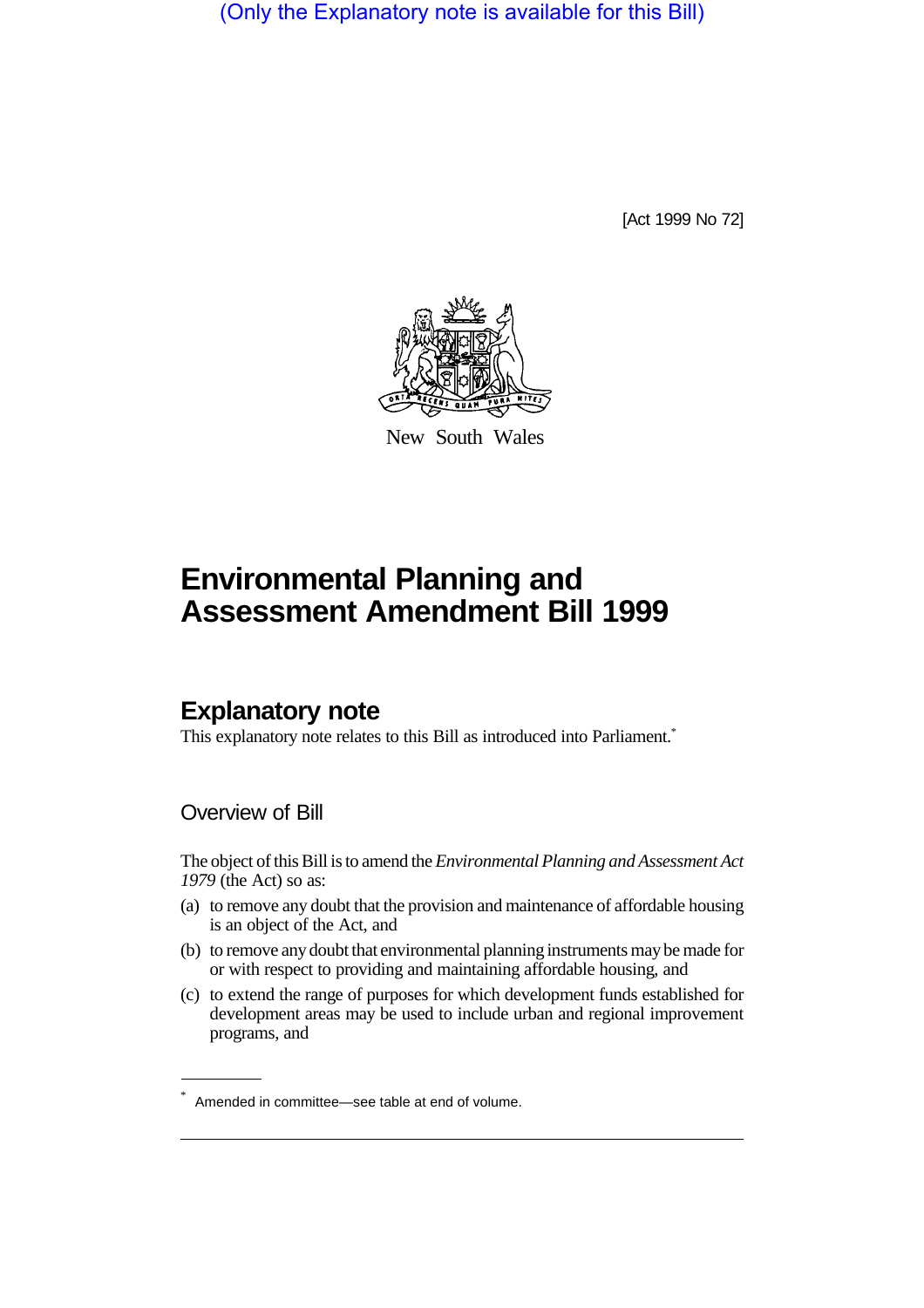(Only the Explanatory note is available for this Bill)

[Act 1999 No 72]

New South Wales

# Environmental Planning and Assessment Amendment Bill 1999

## Explanatory note

This explanatory note relates to this Bill as introduced into Parliament.*

### Overview of Bill

The object of this Bill is to amend the *Environmental Planning and Assessment Act 1979* (the Act) so as:

(a) to remove any doubt that the provision and maintenance of affordable housing is an object of the Act, and

(b) to remove any doubt that environmental planning instruments may be made for or with respect to providing and maintaining affordable housing, and

(c) to extend the range of purposes for which development funds established for development areas may be used to include urban and regional improvement programs, and

* Amended in committee—see table at end of volume.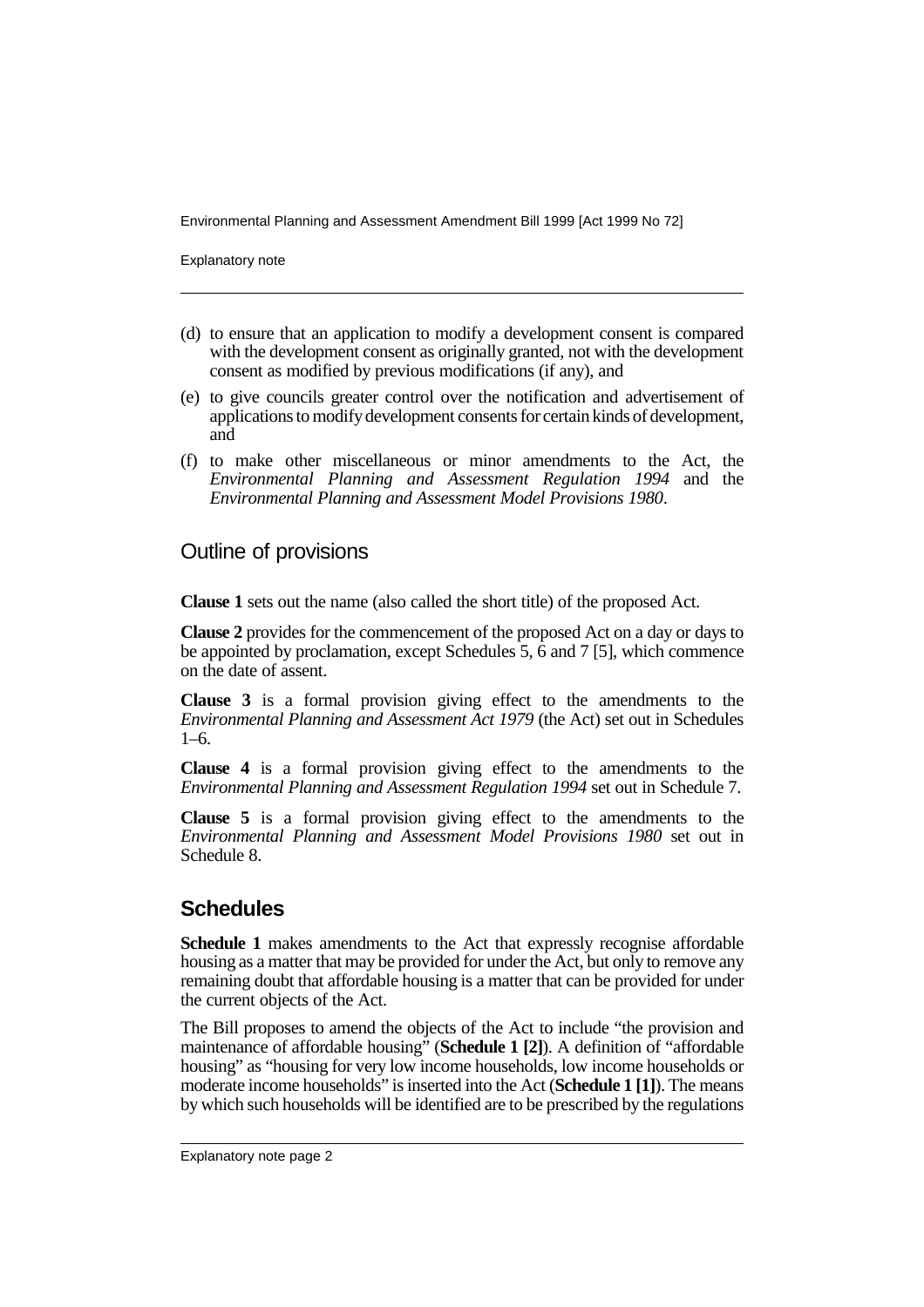(d) to ensure that an application to modify a development consent is compared with the development consent as originally granted, not with the development consent as modified by previous modifications (if any), and

(e) to give councils greater control over the notification and advertisement of applications to modify development consents for certain kinds of development, and

(f) to make other miscellaneous or minor amendments to the Act, the *Environmental Planning and Assessment Regulation 1994* and the *Environmental Planning and Assessment Model Provisions 1980*.

## Outline of provisions

**Clause 1** sets out the name (also called the short title) of the proposed Act.

**Clause 2** provides for the commencement of the proposed Act on a day or days to be appointed by proclamation, except Schedules 5, 6 and 7 [5], which commence on the date of assent.

**Clause 3** is a formal provision giving effect to the amendments to the *Environmental Planning and Assessment Act 1979* (the Act) set out in Schedules 1–6.

**Clause 4** is a formal provision giving effect to the amendments to the *Environmental Planning and Assessment Regulation 1994* set out in Schedule 7.

**Clause 5** is a formal provision giving effect to the amendments to the *Environmental Planning and Assessment Model Provisions 1980* set out in Schedule 8.

## Schedules

**Schedule 1** makes amendments to the Act that expressly recognise affordable housing as a matter that may be provided for under the Act, but only to remove any remaining doubt that affordable housing is a matter that can be provided for under the current objects of the Act.

The Bill proposes to amend the objects of the Act to include "the provision and maintenance of affordable housing" (**Schedule 1 [2]**). A definition of "affordable housing" as "housing for very low income households, low income households or moderate income households" is inserted into the Act (**Schedule 1 [1]**). The means by which such households will be identified are to be prescribed by the regulations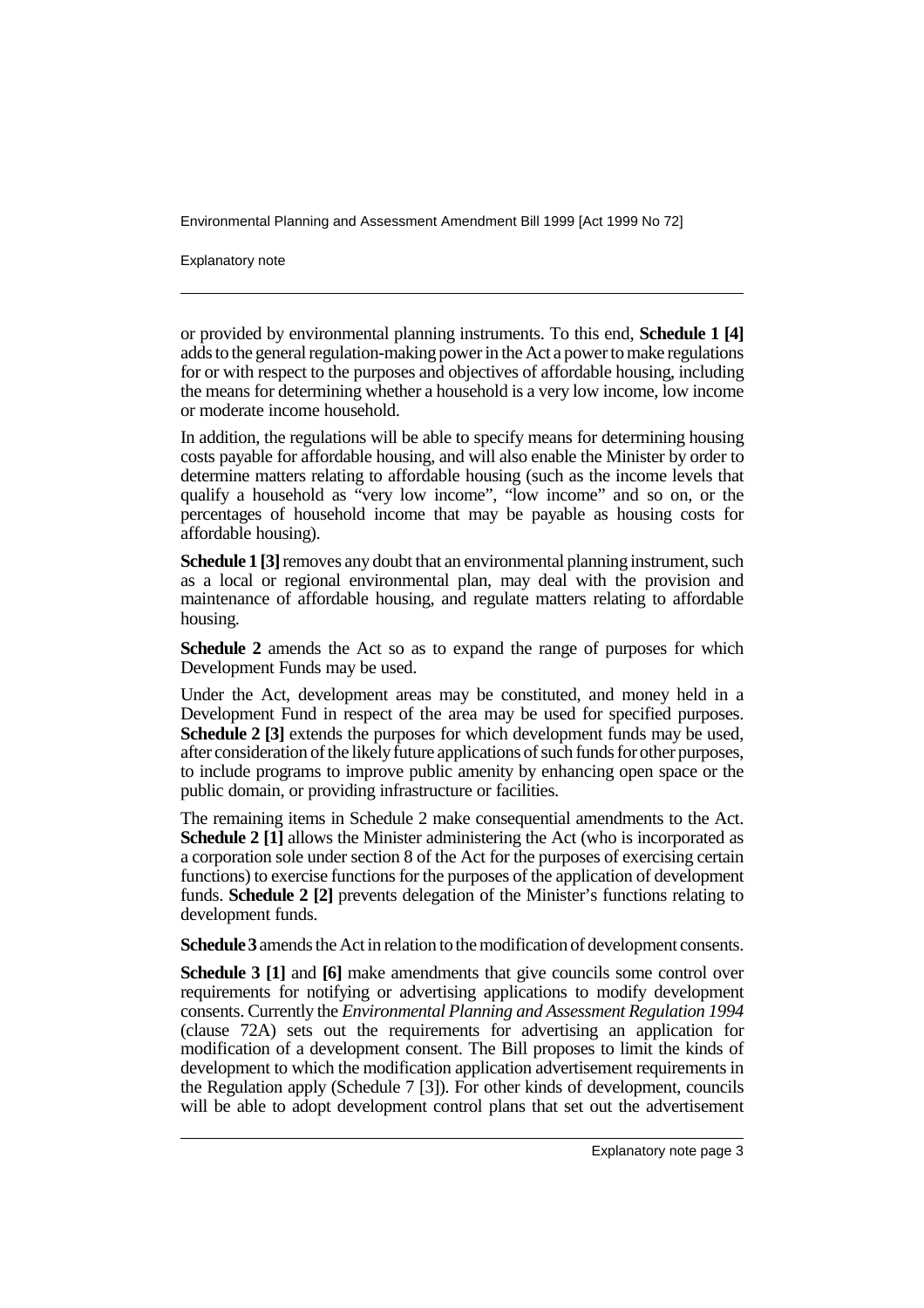or provided by environmental planning instruments. To this end, **Schedule 1 [4]** adds to the general regulation-making power in the Act a power to make regulations for or with respect to the purposes and objectives of affordable housing, including the means for determining whether a household is a very low income, low income or moderate income household.

In addition, the regulations will be able to specify means for determining housing costs payable for affordable housing, and will also enable the Minister by order to determine matters relating to affordable housing (such as the income levels that qualify a household as "very low income", "low income" and so on, or the percentages of household income that may be payable as housing costs for affordable housing).

**Schedule 1 [3]** removes any doubt that an environmental planning instrument, such as a local or regional environmental plan, may deal with the provision and maintenance of affordable housing, and regulate matters relating to affordable housing.

**Schedule 2** amends the Act so as to expand the range of purposes for which Development Funds may be used.

Under the Act, development areas may be constituted, and money held in a Development Fund in respect of the area may be used for specified purposes. **Schedule 2 [3]** extends the purposes for which development funds may be used, after consideration of the likely future applications of such funds for other purposes, to include programs to improve public amenity by enhancing open space or the public domain, or providing infrastructure or facilities.

The remaining items in Schedule 2 make consequential amendments to the Act. **Schedule 2 [1]** allows the Minister administering the Act (who is incorporated as a corporation sole under section 8 of the Act for the purposes of exercising certain functions) to exercise functions for the purposes of the application of development funds. **Schedule 2 [2]** prevents delegation of the Minister's functions relating to development funds.

**Schedule 3** amends the Act in relation to the modification of development consents.

**Schedule 3 [1]** and **[6]** make amendments that give councils some control over requirements for notifying or advertising applications to modify development consents. Currently the *Environmental Planning and Assessment Regulation 1994* (clause 72A) sets out the requirements for advertising an application for modification of a development consent. The Bill proposes to limit the kinds of development to which the modification application advertisement requirements in the Regulation apply (Schedule 7 [3]). For other kinds of development, councils will be able to adopt development control plans that set out the advertisement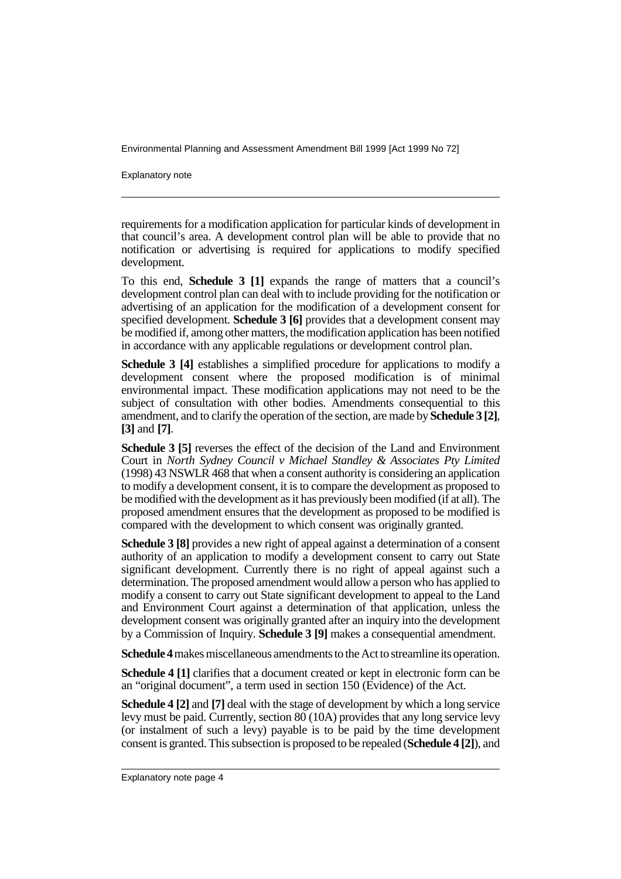requirements for a modification application for particular kinds of development in that council's area. A development control plan will be able to provide that no notification or advertising is required for applications to modify specified development.

To this end, **Schedule 3 [1]** expands the range of matters that a council's development control plan can deal with to include providing for the notification or advertising of an application for the modification of a development consent for specified development. **Schedule 3 [6]** provides that a development consent may be modified if, among other matters, the modification application has been notified in accordance with any applicable regulations or development control plan.

**Schedule 3 [4]** establishes a simplified procedure for applications to modify a development consent where the proposed modification is of minimal environmental impact. These modification applications may not need to be the subject of consultation with other bodies. Amendments consequential to this amendment, and to clarify the operation of the section, are made by **Schedule 3 [2]**, **[3]** and **[7]**.

**Schedule 3 [5]** reverses the effect of the decision of the Land and Environment Court in *North Sydney Council v Michael Standley & Associates Pty Limited* (1998) 43 NSWLR 468 that when a consent authority is considering an application to modify a development consent, it is to compare the development as proposed to be modified with the development as it has previously been modified (if at all). The proposed amendment ensures that the development as proposed to be modified is compared with the development to which consent was originally granted.

**Schedule 3 [8]** provides a new right of appeal against a determination of a consent authority of an application to modify a development consent to carry out State significant development. Currently there is no right of appeal against such a determination. The proposed amendment would allow a person who has applied to modify a consent to carry out State significant development to appeal to the Land and Environment Court against a determination of that application, unless the development consent was originally granted after an inquiry into the development by a Commission of Inquiry. **Schedule 3 [9]** makes a consequential amendment.

**Schedule 4** makes miscellaneous amendments to the Act to streamline its operation.

**Schedule 4 [1]** clarifies that a document created or kept in electronic form can be an "original document", a term used in section 150 (Evidence) of the Act.

**Schedule 4 [2]** and **[7]** deal with the stage of development by which a long service levy must be paid. Currently, section 80 (10A) provides that any long service levy (or instalment of such a levy) payable is to be paid by the time development consent is granted. This subsection is proposed to be repealed (**Schedule 4 [2]**), and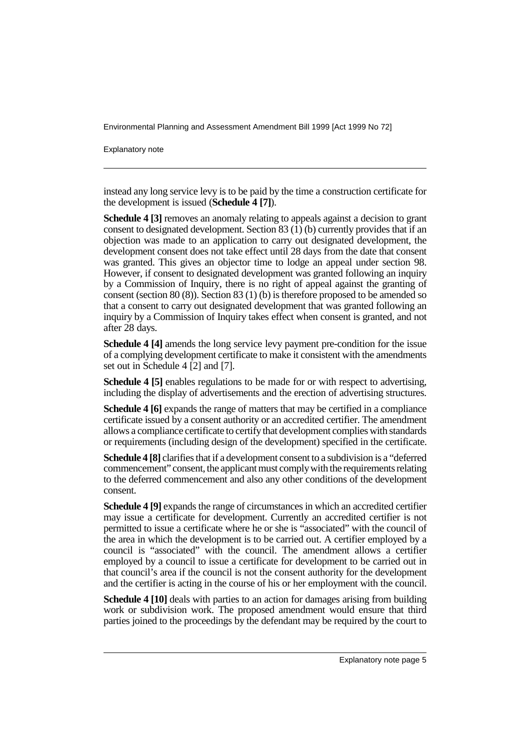instead any long service levy is to be paid by the time a construction certificate for the development is issued (**Schedule 4 [7]**).

**Schedule 4 [3]** removes an anomaly relating to appeals against a decision to grant consent to designated development. Section 83 (1) (b) currently provides that if an objection was made to an application to carry out designated development, the development consent does not take effect until 28 days from the date that consent was granted. This gives an objector time to lodge an appeal under section 98. However, if consent to designated development was granted following an inquiry by a Commission of Inquiry, there is no right of appeal against the granting of consent (section 80 (8)). Section 83 (1) (b) is therefore proposed to be amended so that a consent to carry out designated development that was granted following an inquiry by a Commission of Inquiry takes effect when consent is granted, and not after 28 days.

**Schedule 4 [4]** amends the long service levy payment pre-condition for the issue of a complying development certificate to make it consistent with the amendments set out in Schedule 4 [2] and [7].

**Schedule 4 [5]** enables regulations to be made for or with respect to advertising, including the display of advertisements and the erection of advertising structures.

**Schedule 4 [6]** expands the range of matters that may be certified in a compliance certificate issued by a consent authority or an accredited certifier. The amendment allows a compliance certificate to certify that development complies with standards or requirements (including design of the development) specified in the certificate.

**Schedule 4 [8]** clarifies that if a development consent to a subdivision is a "deferred commencement" consent, the applicant must comply with the requirements relating to the deferred commencement and also any other conditions of the development consent.

**Schedule 4 [9]** expands the range of circumstances in which an accredited certifier may issue a certificate for development. Currently an accredited certifier is not permitted to issue a certificate where he or she is "associated" with the council of the area in which the development is to be carried out. A certifier employed by a council is "associated" with the council. The amendment allows a certifier employed by a council to issue a certificate for development to be carried out in that council's area if the council is not the consent authority for the development and the certifier is acting in the course of his or her employment with the council.

**Schedule 4 [10]** deals with parties to an action for damages arising from building work or subdivision work. The proposed amendment would ensure that third parties joined to the proceedings by the defendant may be required by the court to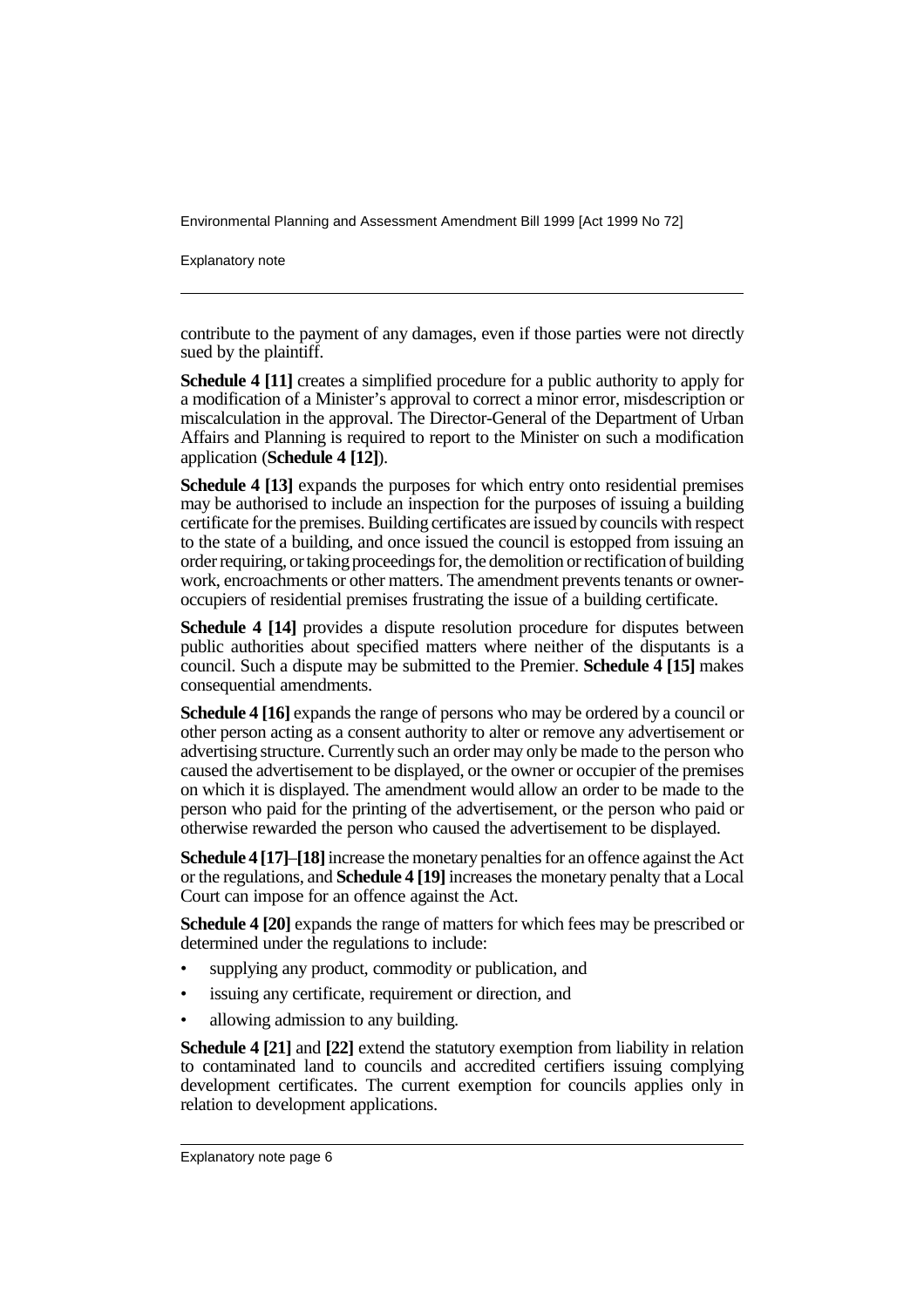contribute to the payment of any damages, even if those parties were not directly sued by the plaintiff.

**Schedule 4 [11]** creates a simplified procedure for a public authority to apply for a modification of a Minister's approval to correct a minor error, misdescription or miscalculation in the approval. The Director-General of the Department of Urban Affairs and Planning is required to report to the Minister on such a modification application (**Schedule 4 [12]**).

**Schedule 4 [13]** expands the purposes for which entry onto residential premises may be authorised to include an inspection for the purposes of issuing a building certificate for the premises. Building certificates are issued by councils with respect to the state of a building, and once issued the council is estopped from issuing an order requiring, or taking proceedings for, the demolition or rectification of building work, encroachments or other matters. The amendment prevents tenants or owner-occupiers of residential premises frustrating the issue of a building certificate.

**Schedule 4 [14]** provides a dispute resolution procedure for disputes between public authorities about specified matters where neither of the disputants is a council. Such a dispute may be submitted to the Premier. **Schedule 4 [15]** makes consequential amendments.

**Schedule 4 [16]** expands the range of persons who may be ordered by a council or other person acting as a consent authority to alter or remove any advertisement or advertising structure. Currently such an order may only be made to the person who caused the advertisement to be displayed, or the owner or occupier of the premises on which it is displayed. The amendment would allow an order to be made to the person who paid for the printing of the advertisement, or the person who paid or otherwise rewarded the person who caused the advertisement to be displayed.

**Schedule 4 [17]–[18]** increase the monetary penalties for an offence against the Act or the regulations, and **Schedule 4 [19]** increases the monetary penalty that a Local Court can impose for an offence against the Act.

**Schedule 4 [20]** expands the range of matters for which fees may be prescribed or determined under the regulations to include:

- supplying any product, commodity or publication, and
- issuing any certificate, requirement or direction, and
- allowing admission to any building.

**Schedule 4 [21]** and **[22]** extend the statutory exemption from liability in relation to contaminated land to councils and accredited certifiers issuing complying development certificates. The current exemption for councils applies only in relation to development applications.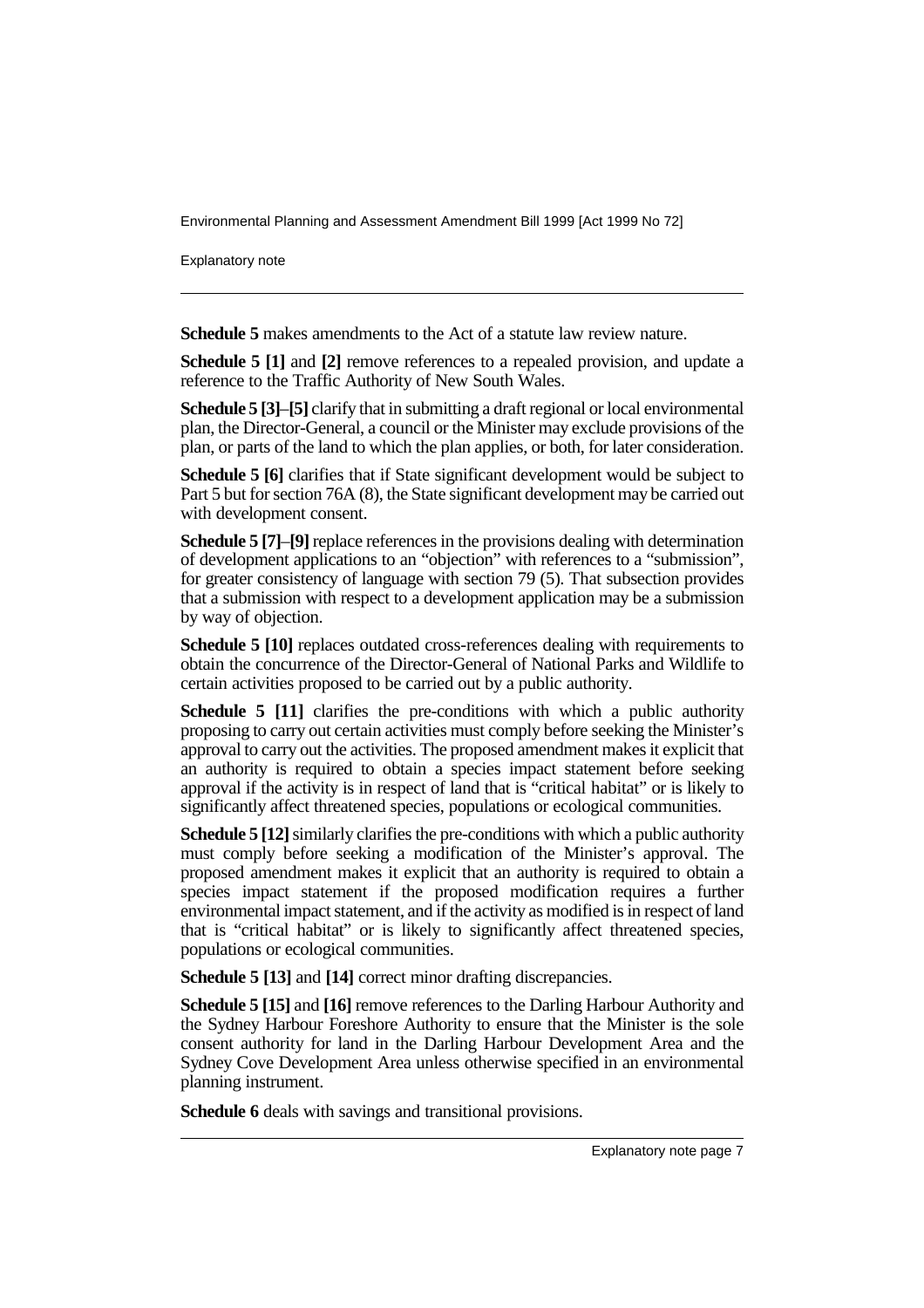**Schedule 5** makes amendments to the Act of a statute law review nature.

**Schedule 5 [1]** and **[2]** remove references to a repealed provision, and update a reference to the Traffic Authority of New South Wales.

**Schedule 5 [3]**–**[5]** clarify that in submitting a draft regional or local environmental plan, the Director-General, a council or the Minister may exclude provisions of the plan, or parts of the land to which the plan applies, or both, for later consideration.

**Schedule 5 [6]** clarifies that if State significant development would be subject to Part 5 but for section 76A (8), the State significant development may be carried out with development consent.

**Schedule 5 [7]**–**[9]** replace references in the provisions dealing with determination of development applications to an "objection" with references to a "submission", for greater consistency of language with section 79 (5). That subsection provides that a submission with respect to a development application may be a submission by way of objection.

**Schedule 5 [10]** replaces outdated cross-references dealing with requirements to obtain the concurrence of the Director-General of National Parks and Wildlife to certain activities proposed to be carried out by a public authority.

**Schedule 5 [11]** clarifies the pre-conditions with which a public authority proposing to carry out certain activities must comply before seeking the Minister's approval to carry out the activities. The proposed amendment makes it explicit that an authority is required to obtain a species impact statement before seeking approval if the activity is in respect of land that is "critical habitat" or is likely to significantly affect threatened species, populations or ecological communities.

**Schedule 5 [12]** similarly clarifies the pre-conditions with which a public authority must comply before seeking a modification of the Minister's approval. The proposed amendment makes it explicit that an authority is required to obtain a species impact statement if the proposed modification requires a further environmental impact statement, and if the activity as modified is in respect of land that is "critical habitat" or is likely to significantly affect threatened species, populations or ecological communities.

**Schedule 5 [13]** and **[14]** correct minor drafting discrepancies.

**Schedule 5 [15]** and **[16]** remove references to the Darling Harbour Authority and the Sydney Harbour Foreshore Authority to ensure that the Minister is the sole consent authority for land in the Darling Harbour Development Area and the Sydney Cove Development Area unless otherwise specified in an environmental planning instrument.

**Schedule 6** deals with savings and transitional provisions.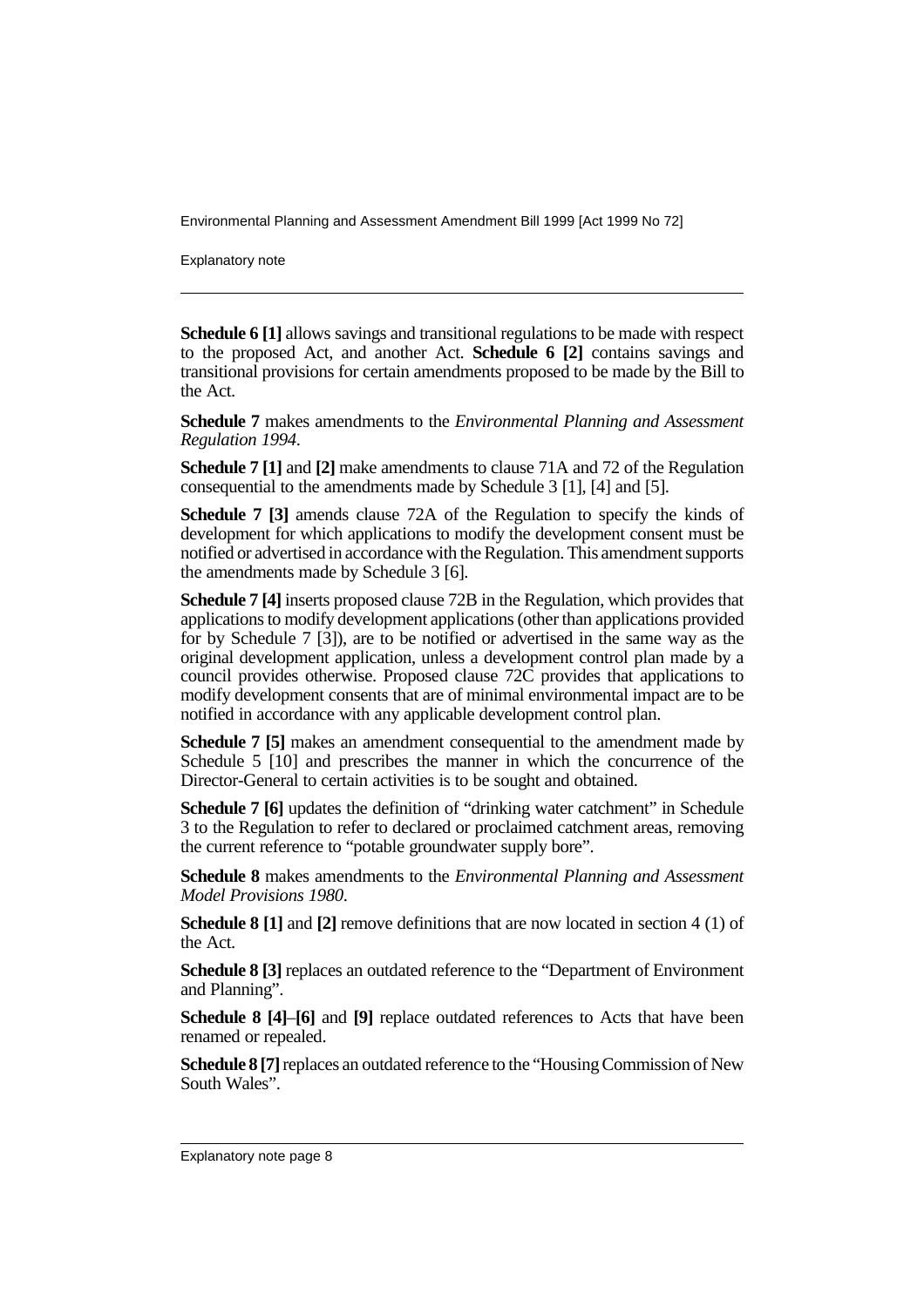**Schedule 6 [1]** allows savings and transitional regulations to be made with respect to the proposed Act, and another Act. **Schedule 6 [2]** contains savings and transitional provisions for certain amendments proposed to be made by the Bill to the Act.

**Schedule 7** makes amendments to the *Environmental Planning and Assessment Regulation 1994*.

**Schedule 7 [1]** and **[2]** make amendments to clause 71A and 72 of the Regulation consequential to the amendments made by Schedule 3 [1], [4] and [5].

**Schedule 7 [3]** amends clause 72A of the Regulation to specify the kinds of development for which applications to modify the development consent must be notified or advertised in accordance with the Regulation. This amendment supports the amendments made by Schedule 3 [6].

**Schedule 7 [4]** inserts proposed clause 72B in the Regulation, which provides that applications to modify development applications (other than applications provided for by Schedule 7 [3]), are to be notified or advertised in the same way as the original development application, unless a development control plan made by a council provides otherwise. Proposed clause 72C provides that applications to modify development consents that are of minimal environmental impact are to be notified in accordance with any applicable development control plan.

**Schedule 7 [5]** makes an amendment consequential to the amendment made by Schedule 5 [10] and prescribes the manner in which the concurrence of the Director-General to certain activities is to be sought and obtained.

**Schedule 7 [6]** updates the definition of "drinking water catchment" in Schedule 3 to the Regulation to refer to declared or proclaimed catchment areas, removing the current reference to "potable groundwater supply bore".

**Schedule 8** makes amendments to the *Environmental Planning and Assessment Model Provisions 1980*.

**Schedule 8 [1]** and **[2]** remove definitions that are now located in section 4 (1) of the Act.

**Schedule 8 [3]** replaces an outdated reference to the "Department of Environment and Planning".

**Schedule 8 [4]**–**[6]** and **[9]** replace outdated references to Acts that have been renamed or repealed.

**Schedule 8 [7]** replaces an outdated reference to the "Housing Commission of New South Wales".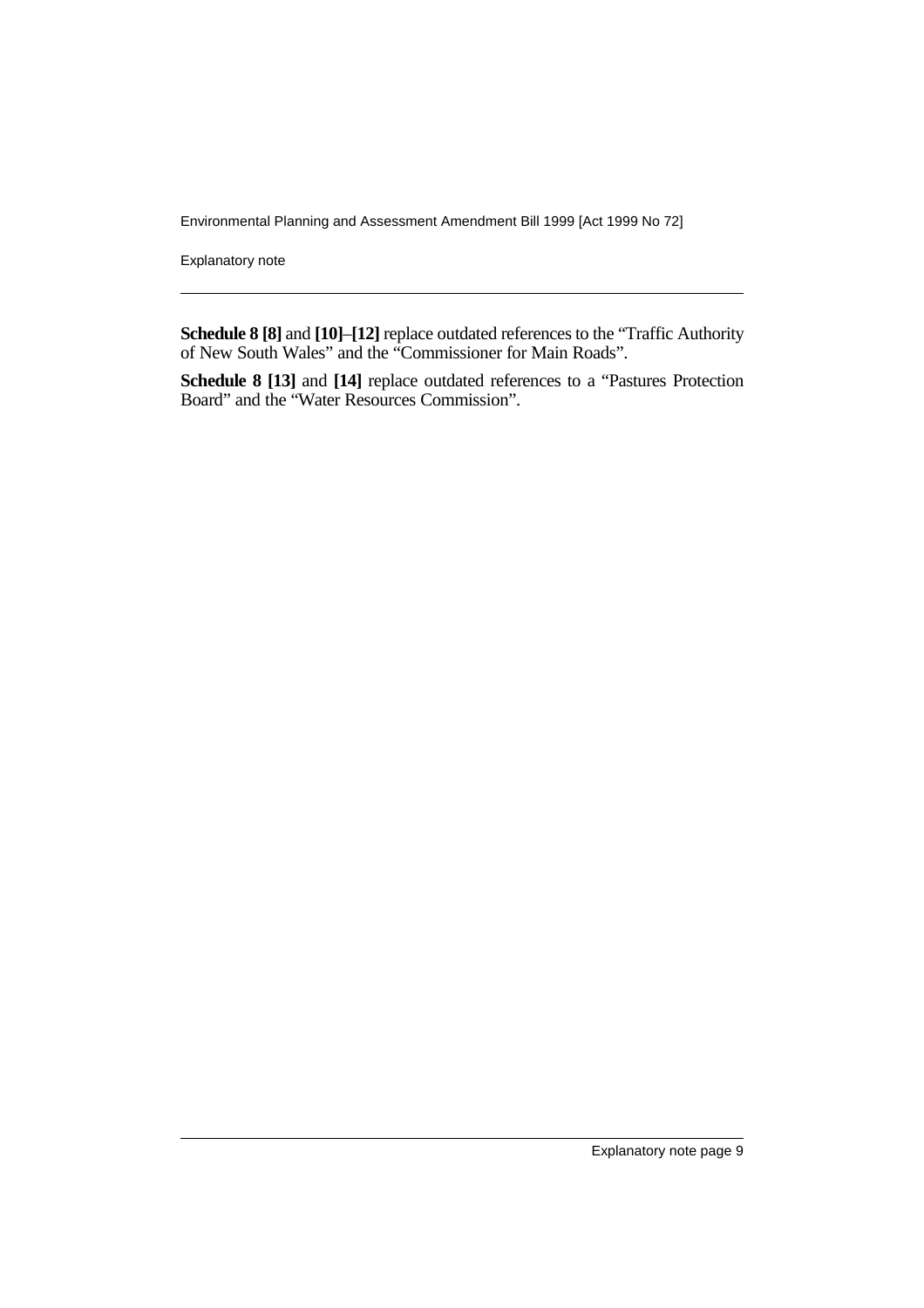**Schedule 8 [8]** and **[10]–[12]** replace outdated references to the "Traffic Authority of New South Wales" and the "Commissioner for Main Roads".

**Schedule 8 [13]** and **[14]** replace outdated references to a "Pastures Protection Board" and the "Water Resources Commission".